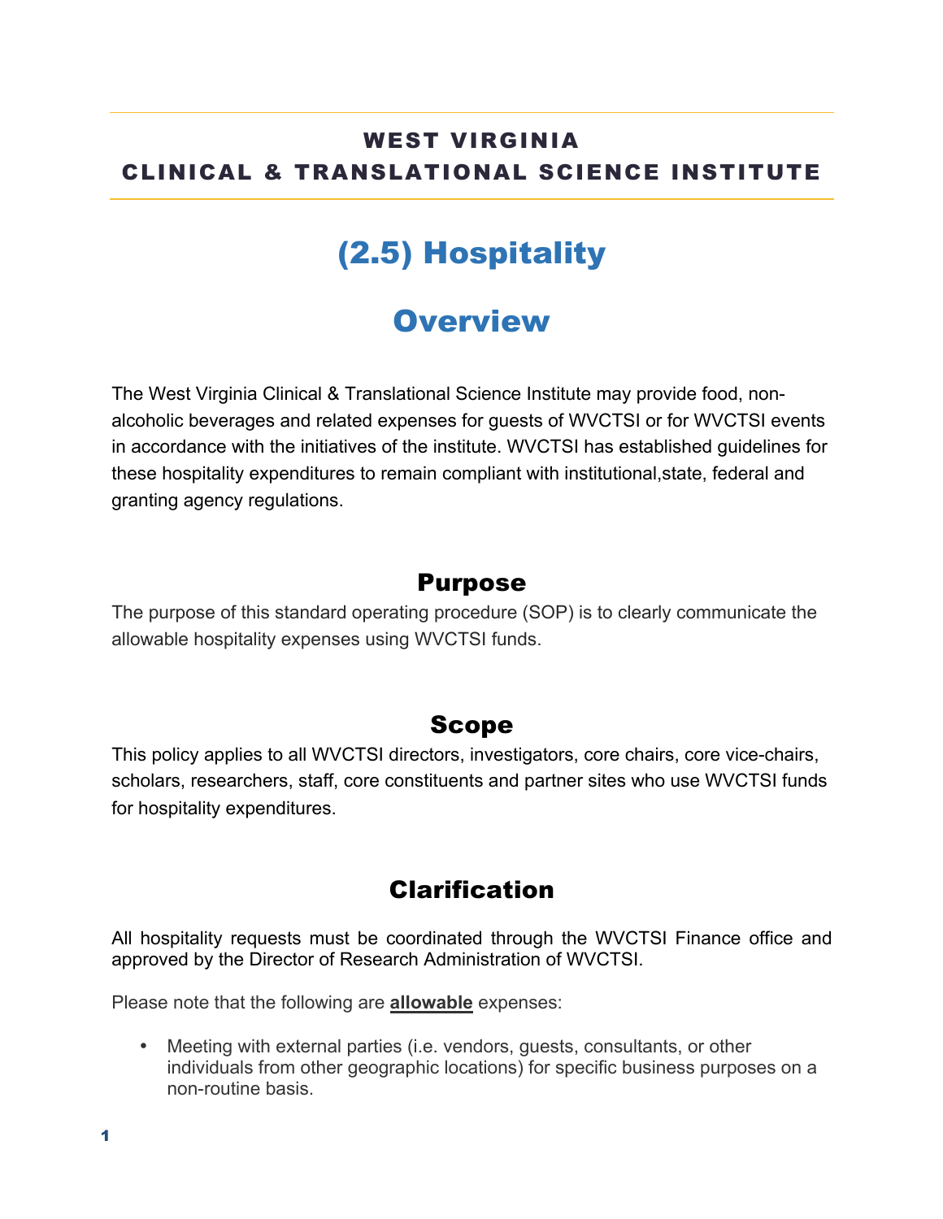**WEST VIRGINIA**
**CLINICAL & TRANSLATIONAL SCIENCE INSTITUTE**

# (2.5) Hospitality

## Overview

The West Virginia Clinical & Translational Science Institute may provide food, non-alcoholic beverages and related expenses for guests of WVCTSI or for WVCTSI events in accordance with the initiatives of the institute. WVCTSI has established guidelines for these hospitality expenditures to remain compliant with institutional,state, federal and granting agency regulations.

### Purpose

The purpose of this standard operating procedure (SOP) is to clearly communicate the allowable hospitality expenses using WVCTSI funds.

### Scope

This policy applies to all WVCTSI directors, investigators, core chairs, core vice-chairs, scholars, researchers, staff, core constituents and partner sites who use WVCTSI funds for hospitality expenditures.

### Clarification

All hospitality requests must be coordinated through the WVCTSI Finance office and approved by the Director of Research Administration of WVCTSI.

Please note that the following are **allowable** expenses:

- Meeting with external parties (i.e. vendors, guests, consultants, or other individuals from other geographic locations) for specific business purposes on a non-routine basis.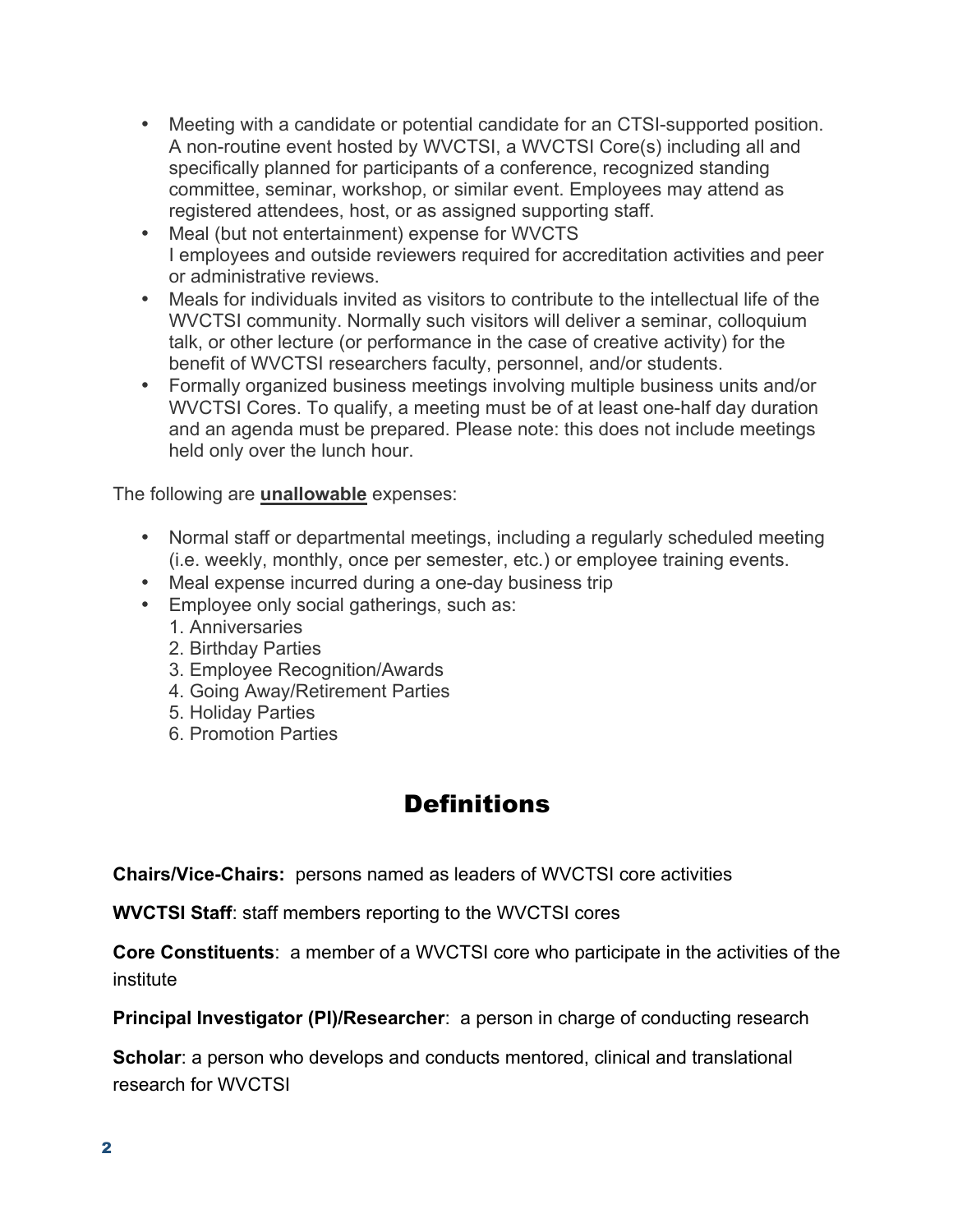- Meeting with a candidate or potential candidate for an CTSI-supported position. A non-routine event hosted by WVCTSI, a WVCTSI Core(s) including all and specifically planned for participants of a conference, recognized standing committee, seminar, workshop, or similar event. Employees may attend as registered attendees, host, or as assigned supporting staff.
- Meal (but not entertainment) expense for WVCTS I employees and outside reviewers required for accreditation activities and peer or administrative reviews.
- Meals for individuals invited as visitors to contribute to the intellectual life of the WVCTSI community. Normally such visitors will deliver a seminar, colloquium talk, or other lecture (or performance in the case of creative activity) for the benefit of WVCTSI researchers faculty, personnel, and/or students.
- Formally organized business meetings involving multiple business units and/or WVCTSI Cores. To qualify, a meeting must be of at least one-half day duration and an agenda must be prepared. Please note: this does not include meetings held only over the lunch hour.

The following are **unallowable** expenses:

- Normal staff or departmental meetings, including a regularly scheduled meeting (i.e. weekly, monthly, once per semester, etc.) or employee training events.
- Meal expense incurred during a one-day business trip
- Employee only social gatherings, such as:
  1. Anniversaries
  2. Birthday Parties
  3. Employee Recognition/Awards
  4. Going Away/Retirement Parties
  5. Holiday Parties
  6. Promotion Parties

# Definitions

**Chairs/Vice-Chairs:** persons named as leaders of WVCTSI core activities

**WVCTSI Staff**: staff members reporting to the WVCTSI cores

**Core Constituents**: a member of a WVCTSI core who participate in the activities of the institute

**Principal Investigator (PI)/Researcher**: a person in charge of conducting research

**Scholar**: a person who develops and conducts mentored, clinical and translational research for WVCTSI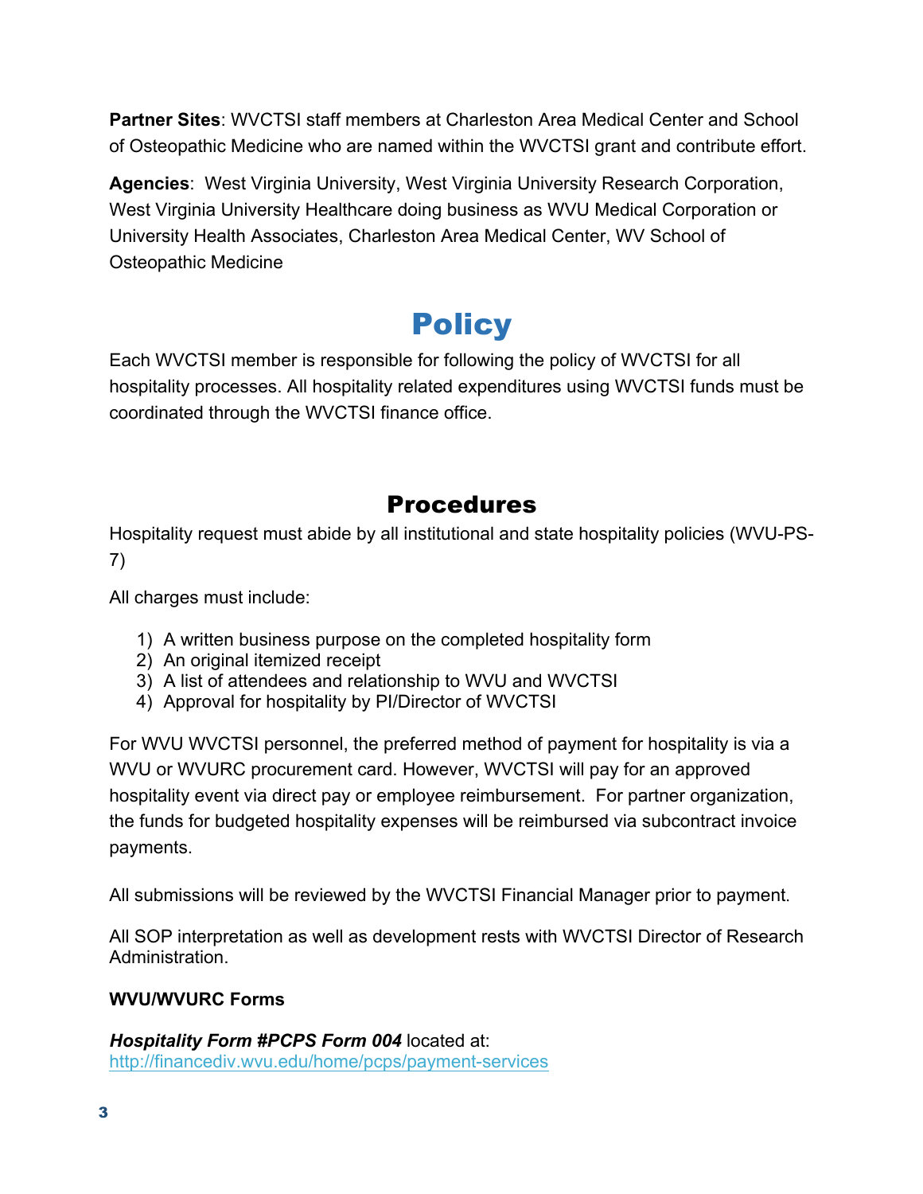**Partner Sites**: WVCTSI staff members at Charleston Area Medical Center and School of Osteopathic Medicine who are named within the WVCTSI grant and contribute effort.

**Agencies**: West Virginia University, West Virginia University Research Corporation, West Virginia University Healthcare doing business as WVU Medical Corporation or University Health Associates, Charleston Area Medical Center, WV School of Osteopathic Medicine

# Policy

Each WVCTSI member is responsible for following the policy of WVCTSI for all hospitality processes. All hospitality related expenditures using WVCTSI funds must be coordinated through the WVCTSI finance office.

## Procedures

Hospitality request must abide by all institutional and state hospitality policies (WVU-PS-7)

All charges must include:

1) A written business purpose on the completed hospitality form
2) An original itemized receipt
3) A list of attendees and relationship to WVU and WVCTSI
4) Approval for hospitality by PI/Director of WVCTSI

For WVU WVCTSI personnel, the preferred method of payment for hospitality is via a WVU or WVURC procurement card. However, WVCTSI will pay for an approved hospitality event via direct pay or employee reimbursement. For partner organization, the funds for budgeted hospitality expenses will be reimbursed via subcontract invoice payments.

All submissions will be reviewed by the WVCTSI Financial Manager prior to payment.

All SOP interpretation as well as development rests with WVCTSI Director of Research Administration.

**WVU/WVURC Forms**

***Hospitality Form #PCPS Form 004*** located at:
http://financediv.wvu.edu/home/pcps/payment-services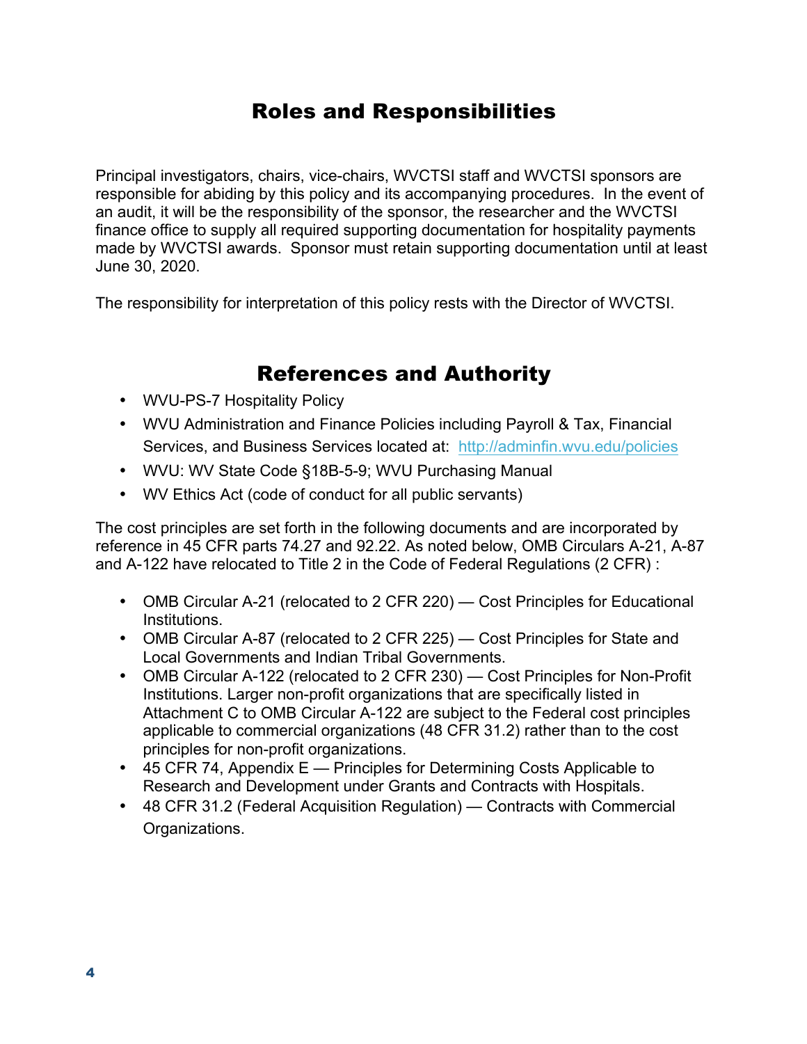## Roles and Responsibilities

Principal investigators, chairs, vice-chairs, WVCTSI staff and WVCTSI sponsors are responsible for abiding by this policy and its accompanying procedures. In the event of an audit, it will be the responsibility of the sponsor, the researcher and the WVCTSI finance office to supply all required supporting documentation for hospitality payments made by WVCTSI awards. Sponsor must retain supporting documentation until at least June 30, 2020.

The responsibility for interpretation of this policy rests with the Director of WVCTSI.

## References and Authority

- WVU-PS-7 Hospitality Policy
- WVU Administration and Finance Policies including Payroll & Tax, Financial Services, and Business Services located at: http://adminfin.wvu.edu/policies
- WVU: WV State Code §18B-5-9; WVU Purchasing Manual
- WV Ethics Act (code of conduct for all public servants)

The cost principles are set forth in the following documents and are incorporated by reference in 45 CFR parts 74.27 and 92.22. As noted below, OMB Circulars A-21, A-87 and A-122 have relocated to Title 2 in the Code of Federal Regulations (2 CFR) :

- OMB Circular A-21 (relocated to 2 CFR 220) — Cost Principles for Educational Institutions.
- OMB Circular A-87 (relocated to 2 CFR 225) — Cost Principles for State and Local Governments and Indian Tribal Governments.
- OMB Circular A-122 (relocated to 2 CFR 230) — Cost Principles for Non-Profit Institutions. Larger non-profit organizations that are specifically listed in Attachment C to OMB Circular A-122 are subject to the Federal cost principles applicable to commercial organizations (48 CFR 31.2) rather than to the cost principles for non-profit organizations.
- 45 CFR 74, Appendix E — Principles for Determining Costs Applicable to Research and Development under Grants and Contracts with Hospitals.
- 48 CFR 31.2 (Federal Acquisition Regulation) — Contracts with Commercial Organizations.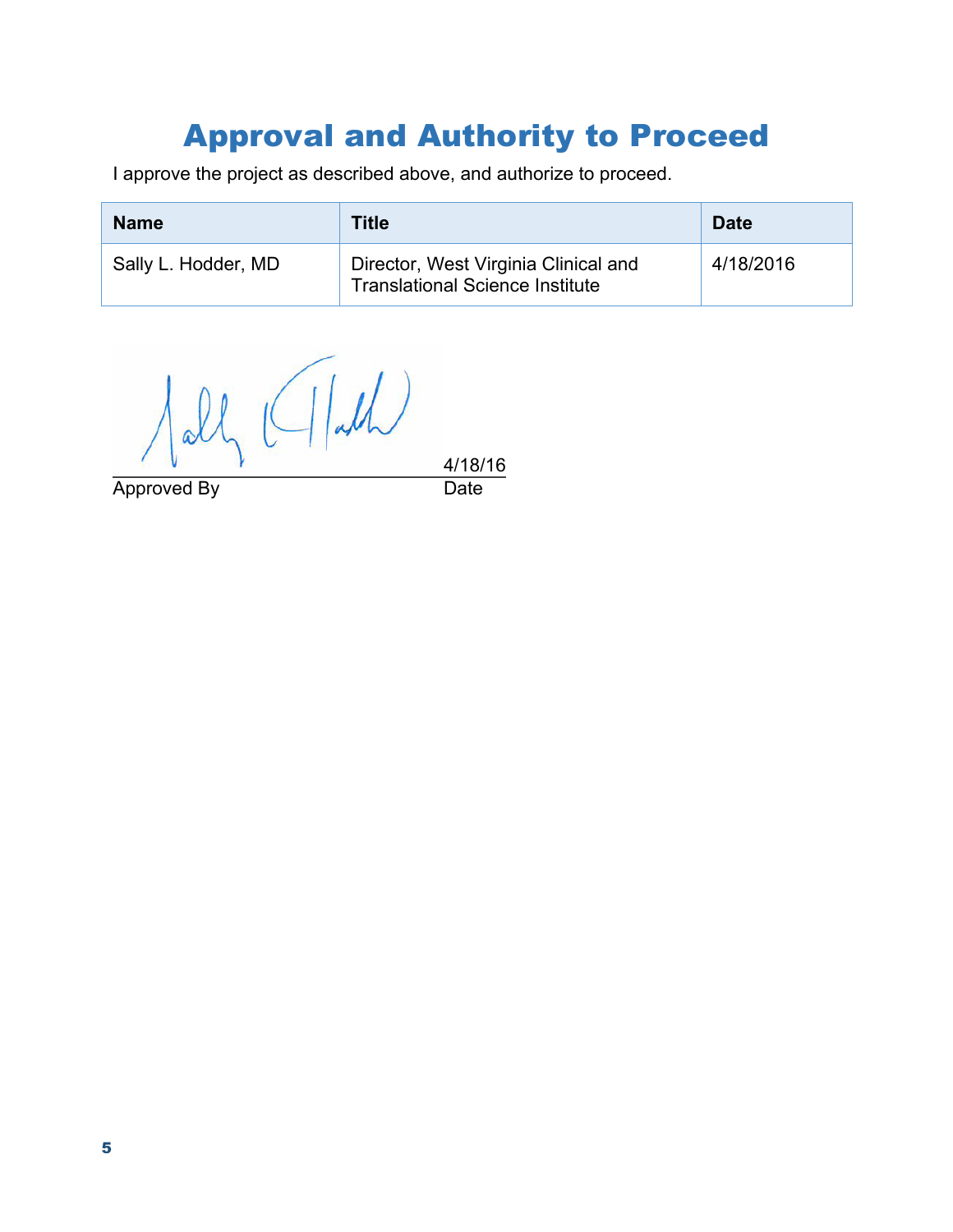# Approval and Authority to Proceed

I approve the project as described above, and authorize to proceed.

| Name | Title | Date |
|---|---|---|
| Sally L. Hodder, MD | Director, West Virginia Clinical and Translational Science Institute | 4/18/2016 |

4/18/16

Approved By Date